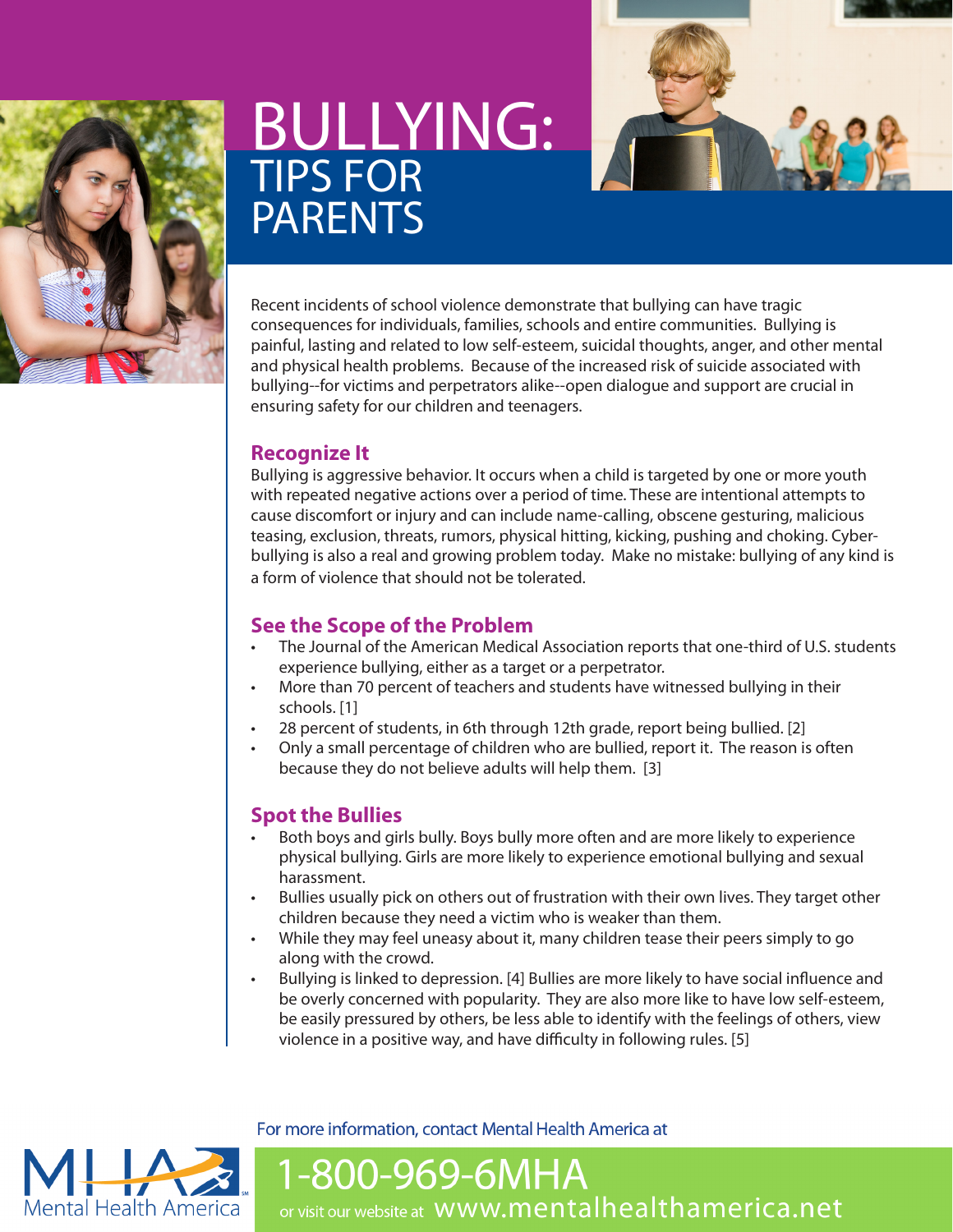# BULLYING: TIPS FOR PARENTS

Recent incidents of school violence demonstrate that bullying can have tragic consequences for individuals, families, schools and entire communities. Bullying is painful, lasting and related to low self-esteem, suicidal thoughts, anger, and other mental and physical health problems. Because of the increased risk of suicide associated with bullying--for victims and perpetrators alike--open dialogue and support are crucial in ensuring safety for our children and teenagers.

## Recognize It

Bullying is aggressive behavior. It occurs when a child is targeted by one or more youth with repeated negative actions over a period of time. These are intentional attempts to cause discomfort or injury and can include name-calling, obscene gesturing, malicious teasing, exclusion, threats, rumors, physical hitting, kicking, pushing and choking. Cyber-bullying is also a real and growing problem today. Make no mistake: bullying of any kind is a form of violence that should not be tolerated.

## See the Scope of the Problem

- The Journal of the American Medical Association reports that one-third of U.S. students experience bullying, either as a target or a perpetrator.
- More than 70 percent of teachers and students have witnessed bullying in their schools. [1]
- 28 percent of students, in 6th through 12th grade, report being bullied. [2]
- Only a small percentage of children who are bullied, report it. The reason is often because they do not believe adults will help them. [3]

## Spot the Bullies

- Both boys and girls bully. Boys bully more often and are more likely to experience physical bullying. Girls are more likely to experience emotional bullying and sexual harassment.
- Bullies usually pick on others out of frustration with their own lives. They target other children because they need a victim who is weaker than them.
- While they may feel uneasy about it, many children tease their peers simply to go along with the crowd.
- Bullying is linked to depression. [4] Bullies are more likely to have social influence and be overly concerned with popularity. They are also more like to have low self-esteem, be easily pressured by others, be less able to identify with the feelings of others, view violence in a positive way, and have difficulty in following rules. [5]

For more information, contact Mental Health America at

1-800-969-6MHA

or visit our website at www.mentalhealthamerica.net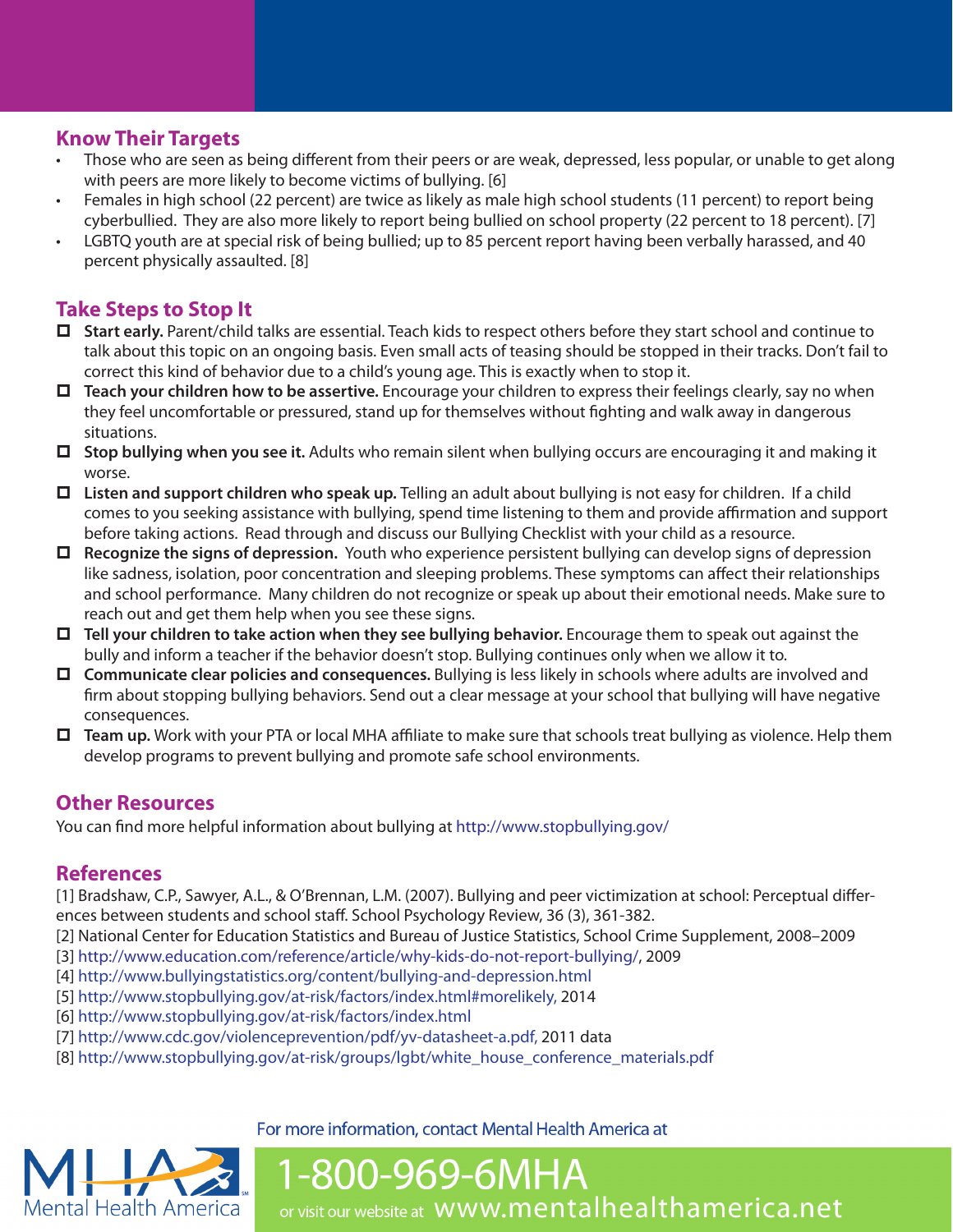## Know Their Targets

- Those who are seen as being different from their peers or are weak, depressed, less popular, or unable to get along with peers are more likely to become victims of bullying. [6]
- Females in high school (22 percent) are twice as likely as male high school students (11 percent) to report being cyberbullied. They are also more likely to report being bullied on school property (22 percent to 18 percent). [7]
- LGBTQ youth are at special risk of being bullied; up to 85 percent report having been verbally harassed, and 40 percent physically assaulted. [8]

## Take Steps to Stop It

- **Start early.** Parent/child talks are essential. Teach kids to respect others before they start school and continue to talk about this topic on an ongoing basis. Even small acts of teasing should be stopped in their tracks. Don't fail to correct this kind of behavior due to a child's young age. This is exactly when to stop it.
- **Teach your children how to be assertive.** Encourage your children to express their feelings clearly, say no when they feel uncomfortable or pressured, stand up for themselves without fighting and walk away in dangerous situations.
- **Stop bullying when you see it.** Adults who remain silent when bullying occurs are encouraging it and making it worse.
- **Listen and support children who speak up.** Telling an adult about bullying is not easy for children. If a child comes to you seeking assistance with bullying, spend time listening to them and provide affirmation and support before taking actions. Read through and discuss our Bullying Checklist with your child as a resource.
- **Recognize the signs of depression.** Youth who experience persistent bullying can develop signs of depression like sadness, isolation, poor concentration and sleeping problems. These symptoms can affect their relationships and school performance. Many children do not recognize or speak up about their emotional needs. Make sure to reach out and get them help when you see these signs.
- **Tell your children to take action when they see bullying behavior.** Encourage them to speak out against the bully and inform a teacher if the behavior doesn't stop. Bullying continues only when we allow it to.
- **Communicate clear policies and consequences.** Bullying is less likely in schools where adults are involved and firm about stopping bullying behaviors. Send out a clear message at your school that bullying will have negative consequences.
- **Team up.** Work with your PTA or local MHA affiliate to make sure that schools treat bullying as violence. Help them develop programs to prevent bullying and promote safe school environments.

## Other Resources

You can find more helpful information about bullying at http://www.stopbullying.gov/

## References

[1] Bradshaw, C.P., Sawyer, A.L., & O'Brennan, L.M. (2007). Bullying and peer victimization at school: Perceptual differences between students and school staff. School Psychology Review, 36 (3), 361-382.
[2] National Center for Education Statistics and Bureau of Justice Statistics, School Crime Supplement, 2008–2009
[3] http://www.education.com/reference/article/why-kids-do-not-report-bullying/, 2009
[4] http://www.bullyingstatistics.org/content/bullying-and-depression.html
[5] http://www.stopbullying.gov/at-risk/factors/index.html#morelikely, 2014
[6] http://www.stopbullying.gov/at-risk/factors/index.html
[7] http://www.cdc.gov/violenceprevention/pdf/yv-datasheet-a.pdf, 2011 data
[8] http://www.stopbullying.gov/at-risk/groups/lgbt/white_house_conference_materials.pdf

For more information, contact Mental Health America at

1-800-969-6MHA

or visit our website at www.mentalhealthamerica.net

Mental Health America